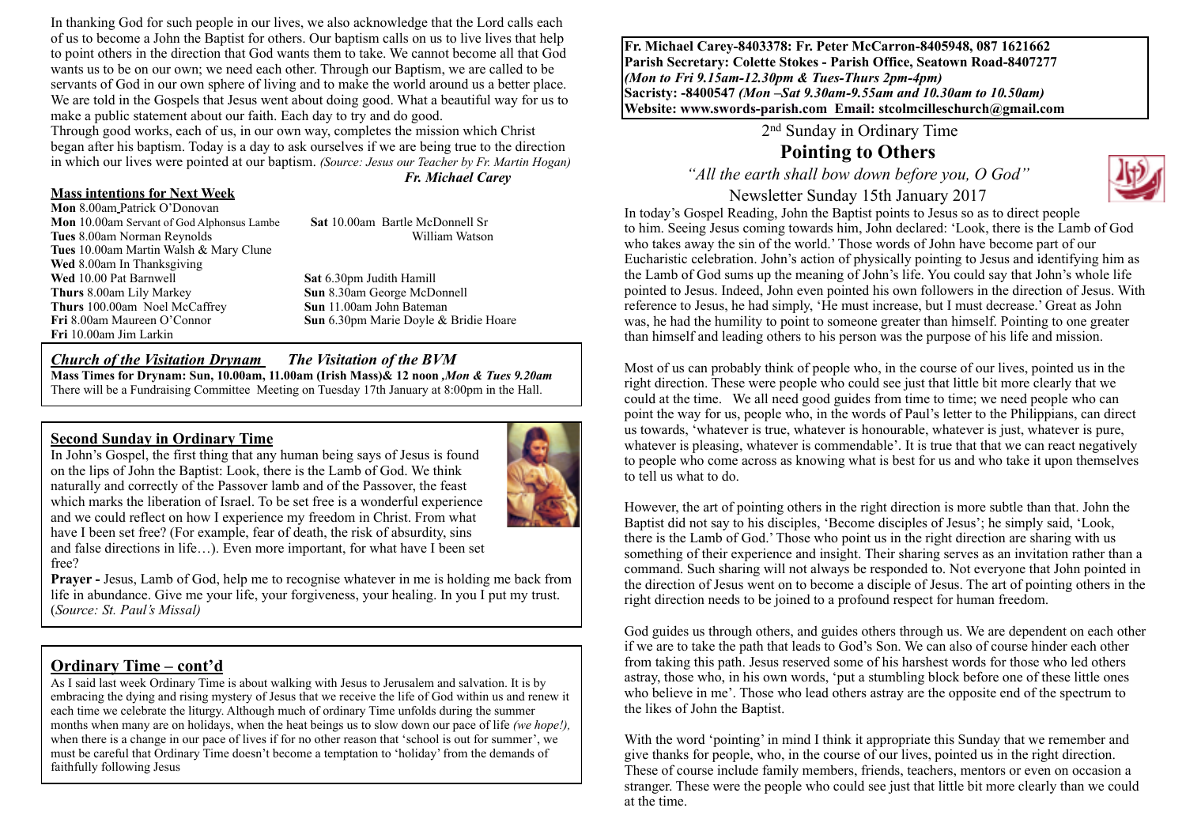In thanking God for such people in our lives, we also acknowledge that the Lord calls each of us to become a John the Baptist for others. Our baptism calls on us to live lives that help to point others in the direction that God wants them to take. We cannot become all that God wants us to be on our own; we need each other. Through our Baptism, we are called to be servants of God in our own sphere of living and to make the world around us a better place. We are told in the Gospels that Jesus went about doing good. What a beautiful way for us to make a public statement about our faith. Each day to try and do good.

Through good works, each of us, in our own way, completes the mission which Christ began after his baptism. Today is a day to ask ourselves if we are being true to the direction in which our lives were pointed at our baptism. *(Source: Jesus our Teacher by Fr. Martin Hogan)*

***Fr. Michael Carey***

## Mass intentions for Next Week

**Mon** 8.00am Patrick O'Donovan
**Mon** 10.00am Servant of God Alphonsus Lambe
**Tues** 8.00am Norman Reynolds
**Tues** 10.00am Martin Walsh & Mary Clune
**Wed** 8.00am In Thanksgiving
**Wed** 10.00 Pat Barnwell
**Thurs** 8.00am Lily Markey
**Thurs** 100.00am Noel McCaffrey
**Fri** 8.00am Maureen O'Connor
**Fri** 10.00am Jim Larkin
**Sat** 10.00am Bartle McDonnell Sr
William Watson
**Sat** 6.30pm Judith Hamill
**Sun** 8.30am George McDonnell
**Sun** 11.00am John Bateman
**Sun** 6.30pm Marie Doyle & Bridie Hoare

## *Church of the Visitation Drynam* *The Visitation of the BVM*

**Mass Times for Drynam: Sun, 10.00am, 11.00am (Irish Mass)& 12 noon ,*Mon & Tues 9.20am***

There will be a Fundraising Committee Meeting on Tuesday 17th January at 8:00pm in the Hall.

## Second Sunday in Ordinary Time

In John's Gospel, the first thing that any human being says of Jesus is found on the lips of John the Baptist: Look, there is the Lamb of God. We think naturally and correctly of the Passover lamb and of the Passover, the feast which marks the liberation of Israel. To be set free is a wonderful experience and we could reflect on how I experience my freedom in Christ. From what have I been set free? (For example, fear of death, the risk of absurdity, sins and false directions in life…). Even more important, for what have I been set free?

**Prayer -** Jesus, Lamb of God, help me to recognise whatever in me is holding me back from life in abundance. Give me your life, your forgiveness, your healing. In you I put my trust. (*Source: St. Paul's Missal)*

## Ordinary Time – cont'd

As I said last week Ordinary Time is about walking with Jesus to Jerusalem and salvation. It is by embracing the dying and rising mystery of Jesus that we receive the life of God within us and renew it each time we celebrate the liturgy. Although much of ordinary Time unfolds during the summer months when many are on holidays, when the heat beings us to slow down our pace of life *(we hope!),* when there is a change in our pace of lives if for no other reason that 'school is out for summer', we must be careful that Ordinary Time doesn't become a temptation to 'holiday' from the demands of faithfully following Jesus

**Fr. Michael Carey-8403378: Fr. Peter McCarron-8405948, 087 1621662**
**Parish Secretary: Colette Stokes - Parish Office, Seatown Road-8407277**
***(Mon to Fri 9.15am-12.30pm & Tues-Thurs 2pm-4pm)***
**Sacristy: -8400547 *(Mon –Sat 9.30am-9.55am and 10.30am to 10.50am)***
**Website: www.swords-parish.com Email: stcolmcilleschurch@gmail.com**

2nd Sunday in Ordinary Time

# Pointing to Others

*"All the earth shall bow down before you, O God"*

Newsletter Sunday 15th January 2017

In today's Gospel Reading, John the Baptist points to Jesus so as to direct people to him. Seeing Jesus coming towards him, John declared: 'Look, there is the Lamb of God who takes away the sin of the world.' Those words of John have become part of our Eucharistic celebration. John's action of physically pointing to Jesus and identifying him as the Lamb of God sums up the meaning of John's life. You could say that John's whole life pointed to Jesus. Indeed, John even pointed his own followers in the direction of Jesus. With reference to Jesus, he had simply, 'He must increase, but I must decrease.' Great as John was, he had the humility to point to someone greater than himself. Pointing to one greater than himself and leading others to his person was the purpose of his life and mission.

Most of us can probably think of people who, in the course of our lives, pointed us in the right direction. These were people who could see just that little bit more clearly that we could at the time. We all need good guides from time to time; we need people who can point the way for us, people who, in the words of Paul's letter to the Philippians, can direct us towards, 'whatever is true, whatever is honourable, whatever is just, whatever is pure, whatever is pleasing, whatever is commendable'. It is true that that we can react negatively to people who come across as knowing what is best for us and who take it upon themselves to tell us what to do.

However, the art of pointing others in the right direction is more subtle than that. John the Baptist did not say to his disciples, 'Become disciples of Jesus'; he simply said, 'Look, there is the Lamb of God.' Those who point us in the right direction are sharing with us something of their experience and insight. Their sharing serves as an invitation rather than a command. Such sharing will not always be responded to. Not everyone that John pointed in the direction of Jesus went on to become a disciple of Jesus. The art of pointing others in the right direction needs to be joined to a profound respect for human freedom.

God guides us through others, and guides others through us. We are dependent on each other if we are to take the path that leads to God's Son. We can also of course hinder each other from taking this path. Jesus reserved some of his harshest words for those who led others astray, those who, in his own words, 'put a stumbling block before one of these little ones who believe in me'. Those who lead others astray are the opposite end of the spectrum to the likes of John the Baptist.

With the word 'pointing' in mind I think it appropriate this Sunday that we remember and give thanks for people, who, in the course of our lives, pointed us in the right direction. These of course include family members, friends, teachers, mentors or even on occasion a stranger. These were the people who could see just that little bit more clearly than we could at the time.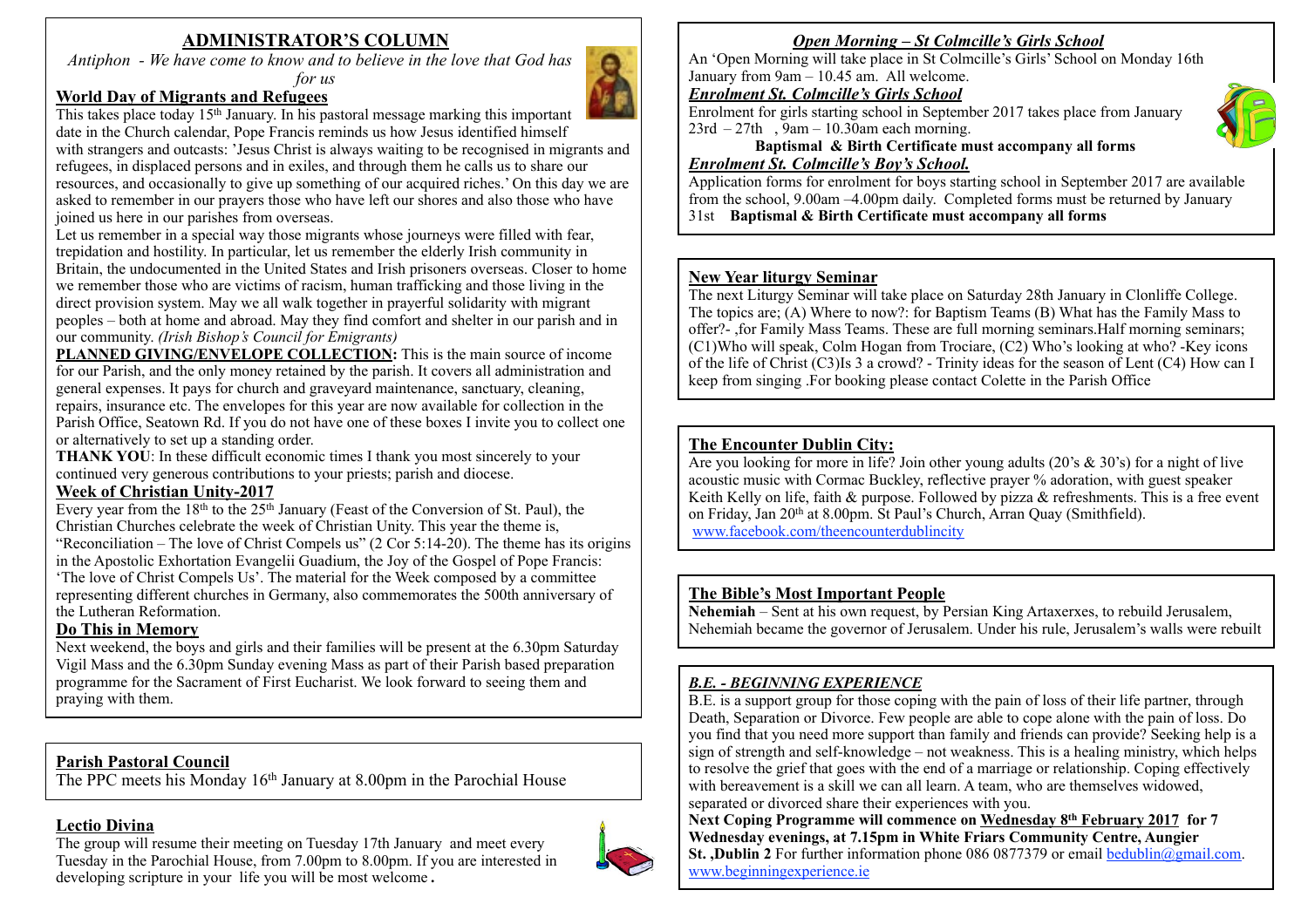## ADMINISTRATOR'S COLUMN

*Antiphon - We have come to know and to believe in the love that God has for us*

### World Day of Migrants and Refugees

This takes place today 15th January. In his pastoral message marking this important date in the Church calendar, Pope Francis reminds us how Jesus identified himself with strangers and outcasts: 'Jesus Christ is always waiting to be recognised in migrants and refugees, in displaced persons and in exiles, and through them he calls us to share our resources, and occasionally to give up something of our acquired riches.' On this day we are asked to remember in our prayers those who have left our shores and also those who have joined us here in our parishes from overseas.

Let us remember in a special way those migrants whose journeys were filled with fear, trepidation and hostility. In particular, let us remember the elderly Irish community in Britain, the undocumented in the United States and Irish prisoners overseas. Closer to home we remember those who are victims of racism, human trafficking and those living in the direct provision system. May we all walk together in prayerful solidarity with migrant peoples – both at home and abroad. May they find comfort and shelter in our parish and in our community. *(Irish Bishop's Council for Emigrants)*

**PLANNED GIVING/ENVELOPE COLLECTION:** This is the main source of income for our Parish, and the only money retained by the parish. It covers all administration and general expenses. It pays for church and graveyard maintenance, sanctuary, cleaning, repairs, insurance etc. The envelopes for this year are now available for collection in the Parish Office, Seatown Rd. If you do not have one of these boxes I invite you to collect one or alternatively to set up a standing order.

**THANK YOU**: In these difficult economic times I thank you most sincerely to your continued very generous contributions to your priests; parish and diocese.

### Week of Christian Unity-2017

Every year from the 18th to the 25th January (Feast of the Conversion of St. Paul), the Christian Churches celebrate the week of Christian Unity. This year the theme is, "Reconciliation – The love of Christ Compels us" (2 Cor 5:14-20). The theme has its origins in the Apostolic Exhortation Evangelii Guadium, the Joy of the Gospel of Pope Francis: 'The love of Christ Compels Us'. The material for the Week composed by a committee representing different churches in Germany, also commemorates the 500th anniversary of the Lutheran Reformation.

### Do This in Memory

Next weekend, the boys and girls and their families will be present at the 6.30pm Saturday Vigil Mass and the 6.30pm Sunday evening Mass as part of their Parish based preparation programme for the Sacrament of First Eucharist. We look forward to seeing them and praying with them.

### Parish Pastoral Council

The PPC meets his Monday 16th January at 8.00pm in the Parochial House

### Lectio Divina

The group will resume their meeting on Tuesday 17th January and meet every Tuesday in the Parochial House, from 7.00pm to 8.00pm. If you are interested in developing scripture in your life you will be most welcome.

### *Open Morning – St Colmcille's Girls School*

An 'Open Morning will take place in St Colmcille's Girls' School on Monday 16th January from 9am – 10.45 am. All welcome.

### *Enrolment St. Colmcille's Girls School*

Enrolment for girls starting school in September 2017 takes place from January 23rd – 27th , 9am – 10.30am each morning.

**Baptismal & Birth Certificate must accompany all forms**

### *Enrolment St. Colmcille's Boy's School.*

Application forms for enrolment for boys starting school in September 2017 are available from the school, 9.00am –4.00pm daily. Completed forms must be returned by January 31st **Baptismal & Birth Certificate must accompany all forms**

### New Year liturgy Seminar

The next Liturgy Seminar will take place on Saturday 28th January in Clonliffe College. The topics are; (A) Where to now?: for Baptism Teams (B) What has the Family Mass to offer?- ,for Family Mass Teams. These are full morning seminars.Half morning seminars; (C1)Who will speak, Colm Hogan from Trociare, (C2) Who's looking at who? -Key icons of the life of Christ (C3)Is 3 a crowd? - Trinity ideas for the season of Lent (C4) How can I keep from singing .For booking please contact Colette in the Parish Office

### The Encounter Dublin City:

Are you looking for more in life? Join other young adults (20's & 30's) for a night of live acoustic music with Cormac Buckley, reflective prayer % adoration, with guest speaker Keith Kelly on life, faith & purpose. Followed by pizza & refreshments. This is a free event on Friday, Jan 20th at 8.00pm. St Paul's Church, Arran Quay (Smithfield).
www.facebook.com/theencounterdublincity

### The Bible's Most Important People

**Nehemiah** – Sent at his own request, by Persian King Artaxerxes, to rebuild Jerusalem, Nehemiah became the governor of Jerusalem. Under his rule, Jerusalem's walls were rebuilt

### *B.E. - BEGINNING EXPERIENCE*

B.E. is a support group for those coping with the pain of loss of their life partner, through Death, Separation or Divorce. Few people are able to cope alone with the pain of loss. Do you find that you need more support than family and friends can provide? Seeking help is a sign of strength and self-knowledge – not weakness. This is a healing ministry, which helps to resolve the grief that goes with the end of a marriage or relationship. Coping effectively with bereavement is a skill we can all learn. A team, who are themselves widowed, separated or divorced share their experiences with you.

**Next Coping Programme will commence on Wednesday 8th February 2017 for 7 Wednesday evenings, at 7.15pm in White Friars Community Centre, Aungier St. ,Dublin 2** For further information phone 086 0877379 or email bedublin@gmail.com. www.beginningexperience.ie